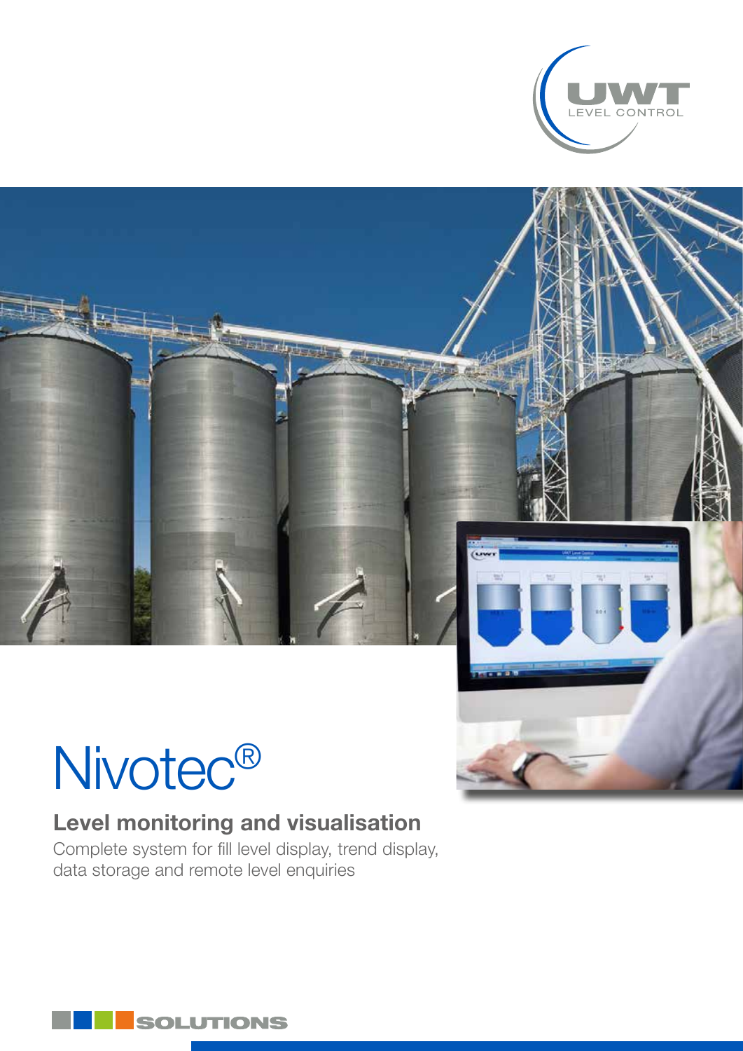# Nivotec®

## Level monitoring and visualisation

Complete system for fill level display, trend display, data storage and remote level enquiries

SOLUTIONS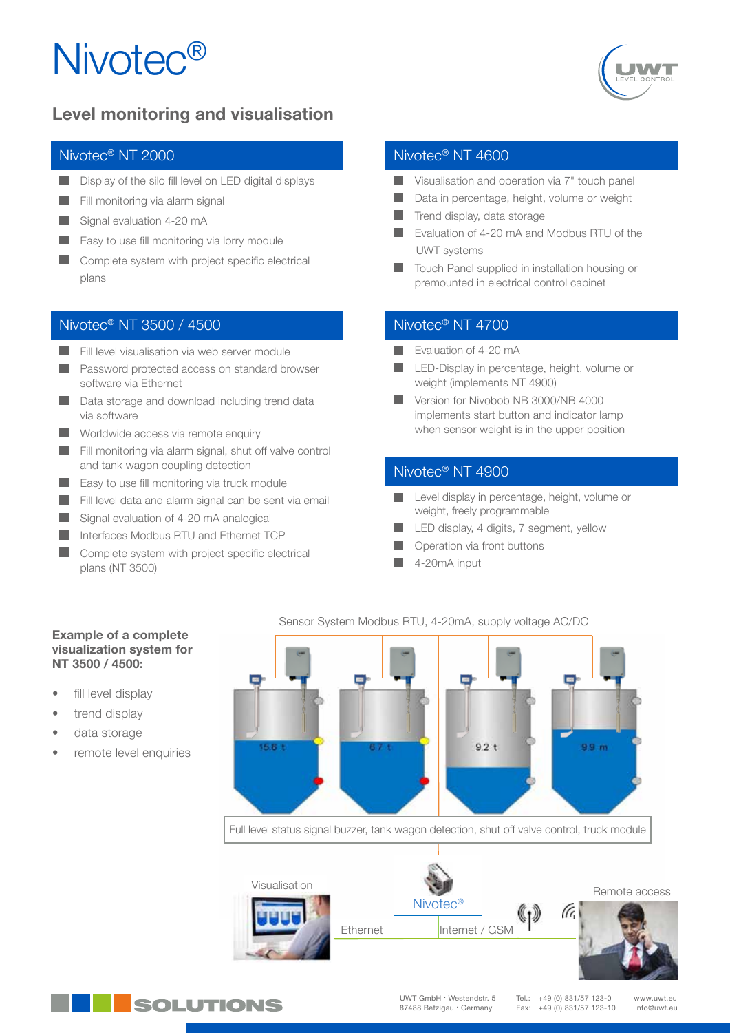# Nivotec®

## Level monitoring and visualisation

### Nivotec® NT 2000

- Display of the silo fill level on LED digital displays
- Fill monitoring via alarm signal
- Signal evaluation 4-20 mA
- Easy to use fill monitoring via lorry module
- Complete system with project specific electrical plans

### Nivotec® NT 3500 / 4500

- Fill level visualisation via web server module
- Password protected access on standard browser software via Ethernet
- Data storage and download including trend data via software
- Worldwide access via remote enquiry
- Fill monitoring via alarm signal, shut off valve control and tank wagon coupling detection
- Easy to use fill monitoring via truck module
- Fill level data and alarm signal can be sent via email
- Signal evaluation of 4-20 mA analogical
- Interfaces Modbus RTU and Ethernet TCP
- Complete system with project specific electrical plans (NT 3500)

### Nivotec® NT 4600

- Visualisation and operation via 7" touch panel
- Data in percentage, height, volume or weight
- Trend display, data storage
- Evaluation of 4-20 mA and Modbus RTU of the UWT systems
- Touch Panel supplied in installation housing or premounted in electrical control cabinet

### Nivotec® NT 4700

- Evaluation of 4-20 mA
- LED-Display in percentage, height, volume or weight (implements NT 4900)
- Version for Nivobob NB 3000/NB 4000 implements start button and indicator lamp when sensor weight is in the upper position

### Nivotec® NT 4900

- Level display in percentage, height, volume or weight, freely programmable
- LED display, 4 digits, 7 segment, yellow
- Operation via front buttons
- 4-20mA input

**Example of a complete visualization system for NT 3500 / 4500:**

- fill level display
- trend display
- data storage
- remote level enquiries

Sensor System Modbus RTU, 4-20mA, supply voltage AC/DC

15.6 t

6.7 t

9.2 t

9.9 m

Full level status signal buzzer, tank wagon detection, shut off valve control, truck module

Visualisation

Nivotec®

Remote access

Ethernet

Internet / GSM

SOLUTIONS

UWT GmbH · Westendstr. 5
87488 Betzigau · Germany

Tel.: +49 (0) 831/57 123-0
Fax: +49 (0) 831/57 123-10

www.uwt.eu
info@uwt.eu